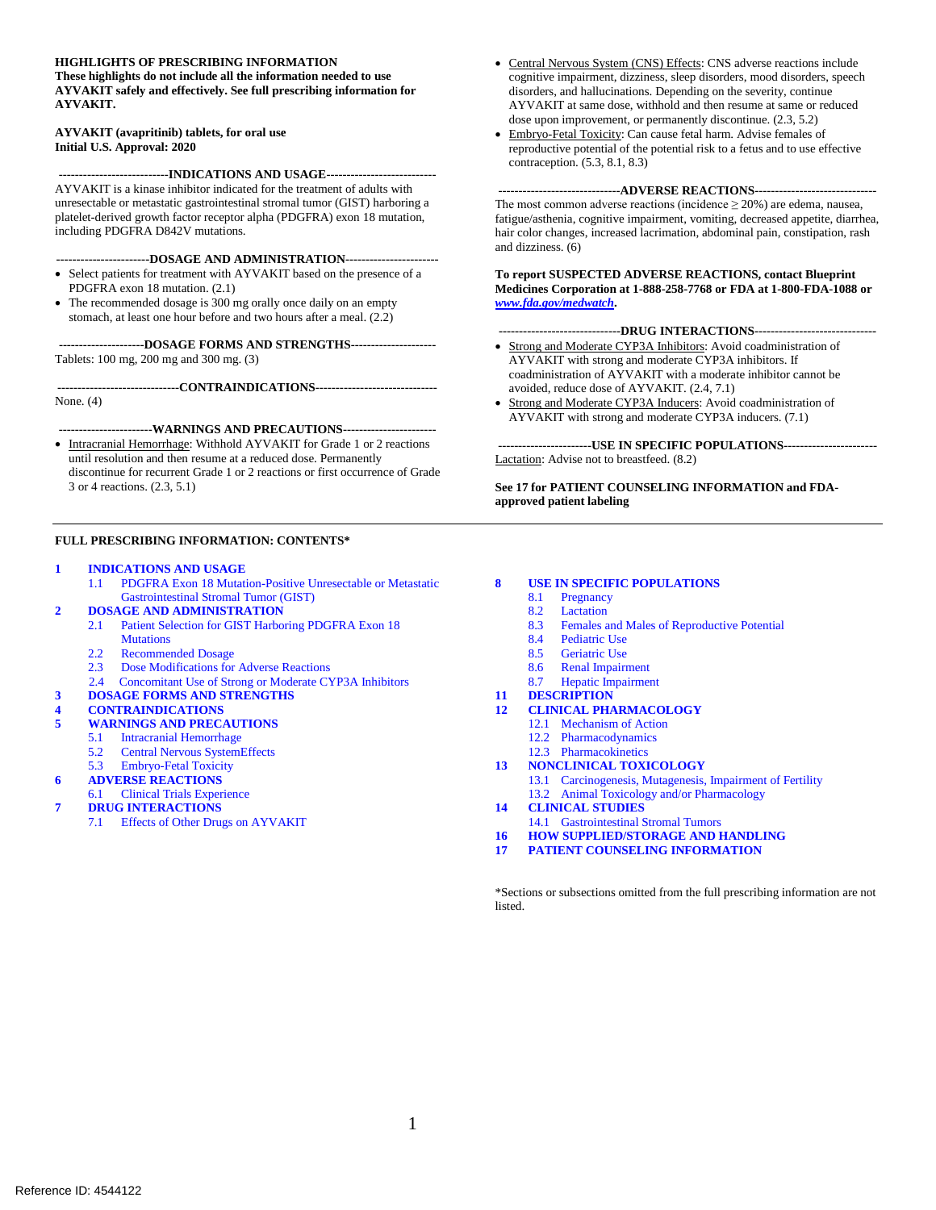**HIGHLIGHTS OF PRESCRIBING INFORMATION**
**These highlights do not include all the information needed to use AYVAKIT safely and effectively. See full prescribing information for AYVAKIT.**

**AYVAKIT (avapritinib) tablets, for oral use**
**Initial U.S. Approval: 2020**

**---------------------------INDICATIONS AND USAGE---------------------------**

AYVAKIT is a kinase inhibitor indicated for the treatment of adults with unresectable or metastatic gastrointestinal stromal tumor (GIST) harboring a platelet-derived growth factor receptor alpha (PDGFRA) exon 18 mutation, including PDGFRA D842V mutations.

**-----------------------DOSAGE AND ADMINISTRATION-----------------------**

- Select patients for treatment with AYVAKIT based on the presence of a PDGFRA exon 18 mutation. (2.1)
- The recommended dosage is 300 mg orally once daily on an empty stomach, at least one hour before and two hours after a meal. (2.2)

**---------------------DOSAGE FORMS AND STRENGTHS---------------------**

Tablets: 100 mg, 200 mg and 300 mg. (3)

**------------------------------CONTRAINDICATIONS------------------------------**

None. (4)

**-----------------------WARNINGS AND PRECAUTIONS-----------------------**

- Intracranial Hemorrhage: Withhold AYVAKIT for Grade 1 or 2 reactions until resolution and then resume at a reduced dose. Permanently discontinue for recurrent Grade 1 or 2 reactions or first occurrence of Grade 3 or 4 reactions. (2.3, 5.1)
- Central Nervous System (CNS) Effects: CNS adverse reactions include cognitive impairment, dizziness, sleep disorders, mood disorders, speech disorders, and hallucinations. Depending on the severity, continue AYVAKIT at same dose, withhold and then resume at same or reduced dose upon improvement, or permanently discontinue. (2.3, 5.2)
- Embryo-Fetal Toxicity: Can cause fetal harm. Advise females of reproductive potential of the potential risk to a fetus and to use effective contraception. (5.3, 8.1, 8.3)

**------------------------------ADVERSE REACTIONS------------------------------**

The most common adverse reactions (incidence ≥ 20%) are edema, nausea, fatigue/asthenia, cognitive impairment, vomiting, decreased appetite, diarrhea, hair color changes, increased lacrimation, abdominal pain, constipation, rash and dizziness. (6)

**To report SUSPECTED ADVERSE REACTIONS, contact Blueprint Medicines Corporation at 1-888-258-7768 or FDA at 1-800-FDA-1088 or *www.fda.gov/medwatch*.**

**------------------------------DRUG INTERACTIONS------------------------------**

- Strong and Moderate CYP3A Inhibitors: Avoid coadministration of AYVAKIT with strong and moderate CYP3A inhibitors. If coadministration of AYVAKIT with a moderate inhibitor cannot be avoided, reduce dose of AYVAKIT. (2.4, 7.1)
- Strong and Moderate CYP3A Inducers: Avoid coadministration of AYVAKIT with strong and moderate CYP3A inducers. (7.1)

**-----------------------USE IN SPECIFIC POPULATIONS-----------------------**

Lactation: Advise not to breastfeed. (8.2)

**See 17 for PATIENT COUNSELING INFORMATION and FDA-approved patient labeling**

---

**FULL PRESCRIBING INFORMATION: CONTENTS***

**1 INDICATIONS AND USAGE**
  1.1 PDGFRA Exon 18 Mutation-Positive Unresectable or Metastatic Gastrointestinal Stromal Tumor (GIST)
**2 DOSAGE AND ADMINISTRATION**
  2.1 Patient Selection for GIST Harboring PDGFRA Exon 18 Mutations
  2.2 Recommended Dosage
  2.3 Dose Modifications for Adverse Reactions
  2.4 Concomitant Use of Strong or Moderate CYP3A Inhibitors
**3 DOSAGE FORMS AND STRENGTHS**
**4 CONTRAINDICATIONS**
**5 WARNINGS AND PRECAUTIONS**
  5.1 Intracranial Hemorrhage
  5.2 Central Nervous SystemEffects
  5.3 Embryo-Fetal Toxicity
**6 ADVERSE REACTIONS**
  6.1 Clinical Trials Experience
**7 DRUG INTERACTIONS**
  7.1 Effects of Other Drugs on AYVAKIT
**8 USE IN SPECIFIC POPULATIONS**
  8.1 Pregnancy
  8.2 Lactation
  8.3 Females and Males of Reproductive Potential
  8.4 Pediatric Use
  8.5 Geriatric Use
  8.6 Renal Impairment
  8.7 Hepatic Impairment
**11 DESCRIPTION**
**12 CLINICAL PHARMACOLOGY**
  12.1 Mechanism of Action
  12.2 Pharmacodynamics
  12.3 Pharmacokinetics
**13 NONCLINICAL TOXICOLOGY**
  13.1 Carcinogenesis, Mutagenesis, Impairment of Fertility
  13.2 Animal Toxicology and/or Pharmacology
**14 CLINICAL STUDIES**
  14.1 Gastrointestinal Stromal Tumors
**16 HOW SUPPLIED/STORAGE AND HANDLING**
**17 PATIENT COUNSELING INFORMATION**

*Sections or subsections omitted from the full prescribing information are not listed.

Reference ID: 4544122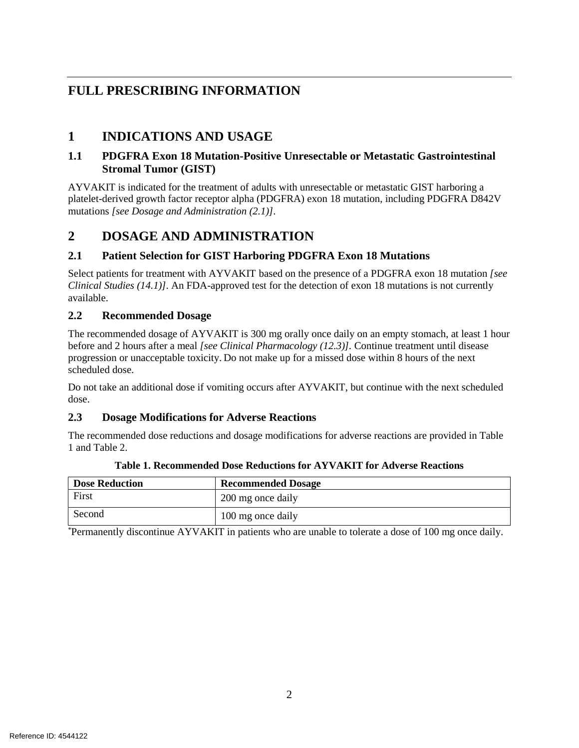# FULL PRESCRIBING INFORMATION

## 1 INDICATIONS AND USAGE

### 1.1 PDGFRA Exon 18 Mutation-Positive Unresectable or Metastatic Gastrointestinal Stromal Tumor (GIST)

AYVAKIT is indicated for the treatment of adults with unresectable or metastatic GIST harboring a platelet-derived growth factor receptor alpha (PDGFRA) exon 18 mutation, including PDGFRA D842V mutations *[see Dosage and Administration (2.1)]*.

## 2 DOSAGE AND ADMINISTRATION

### 2.1 Patient Selection for GIST Harboring PDGFRA Exon 18 Mutations

Select patients for treatment with AYVAKIT based on the presence of a PDGFRA exon 18 mutation *[see Clinical Studies (14.1)]*. An FDA-approved test for the detection of exon 18 mutations is not currently available.

### 2.2 Recommended Dosage

The recommended dosage of AYVAKIT is 300 mg orally once daily on an empty stomach, at least 1 hour before and 2 hours after a meal *[see Clinical Pharmacology (12.3)]*. Continue treatment until disease progression or unacceptable toxicity. Do not make up for a missed dose within 8 hours of the next scheduled dose.

Do not take an additional dose if vomiting occurs after AYVAKIT, but continue with the next scheduled dose.

### 2.3 Dosage Modifications for Adverse Reactions

The recommended dose reductions and dosage modifications for adverse reactions are provided in Table 1 and Table 2.

**Table 1. Recommended Dose Reductions for AYVAKIT for Adverse Reactions**

| Dose Reduction | Recommended Dosage |
|---|---|
| First | 200 mg once daily |
| Second | 100 mg once daily |

*Permanently discontinue AYVAKIT in patients who are unable to tolerate a dose of 100 mg once daily.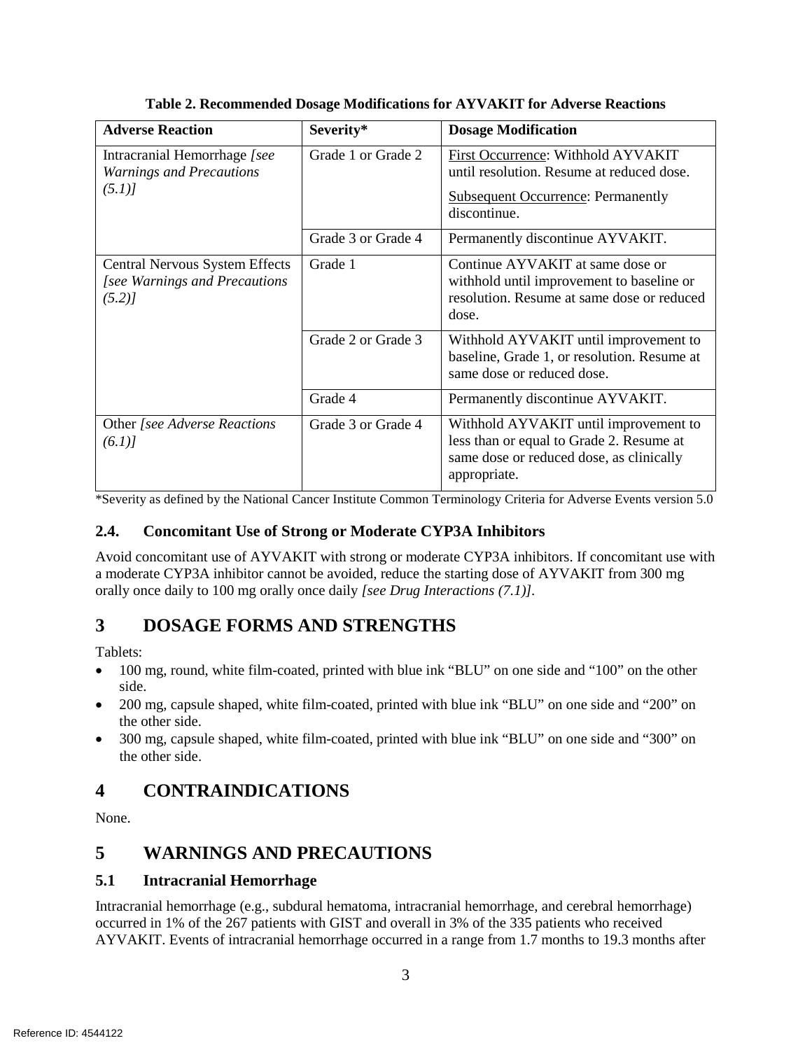**Table 2. Recommended Dosage Modifications for AYVAKIT for Adverse Reactions**

| Adverse Reaction | Severity* | Dosage Modification |
|---|---|---|
| Intracranial Hemorrhage *[see Warnings and Precautions (5.1)]* | Grade 1 or Grade 2 | First Occurrence: Withhold AYVAKIT until resolution. Resume at reduced dose. Subsequent Occurrence: Permanently discontinue. |
| | Grade 3 or Grade 4 | Permanently discontinue AYVAKIT. |
| Central Nervous System Effects *[see Warnings and Precautions (5.2)]* | Grade 1 | Continue AYVAKIT at same dose or withhold until improvement to baseline or resolution. Resume at same dose or reduced dose. |
| | Grade 2 or Grade 3 | Withhold AYVAKIT until improvement to baseline, Grade 1, or resolution. Resume at same dose or reduced dose. |
| | Grade 4 | Permanently discontinue AYVAKIT. |
| Other *[see Adverse Reactions (6.1)]* | Grade 3 or Grade 4 | Withhold AYVAKIT until improvement to less than or equal to Grade 2. Resume at same dose or reduced dose, as clinically appropriate. |

*Severity as defined by the National Cancer Institute Common Terminology Criteria for Adverse Events version 5.0

### 2.4. Concomitant Use of Strong or Moderate CYP3A Inhibitors

Avoid concomitant use of AYVAKIT with strong or moderate CYP3A inhibitors. If concomitant use with a moderate CYP3A inhibitor cannot be avoided, reduce the starting dose of AYVAKIT from 300 mg orally once daily to 100 mg orally once daily *[see Drug Interactions (7.1)]*.

## 3 DOSAGE FORMS AND STRENGTHS

Tablets:

- 100 mg, round, white film-coated, printed with blue ink "BLU" on one side and "100" on the other side.
- 200 mg, capsule shaped, white film-coated, printed with blue ink "BLU" on one side and "200" on the other side.
- 300 mg, capsule shaped, white film-coated, printed with blue ink "BLU" on one side and "300" on the other side.

## 4 CONTRAINDICATIONS

None.

## 5 WARNINGS AND PRECAUTIONS

### 5.1 Intracranial Hemorrhage

Intracranial hemorrhage (e.g., subdural hematoma, intracranial hemorrhage, and cerebral hemorrhage) occurred in 1% of the 267 patients with GIST and overall in 3% of the 335 patients who received AYVAKIT. Events of intracranial hemorrhage occurred in a range from 1.7 months to 19.3 months after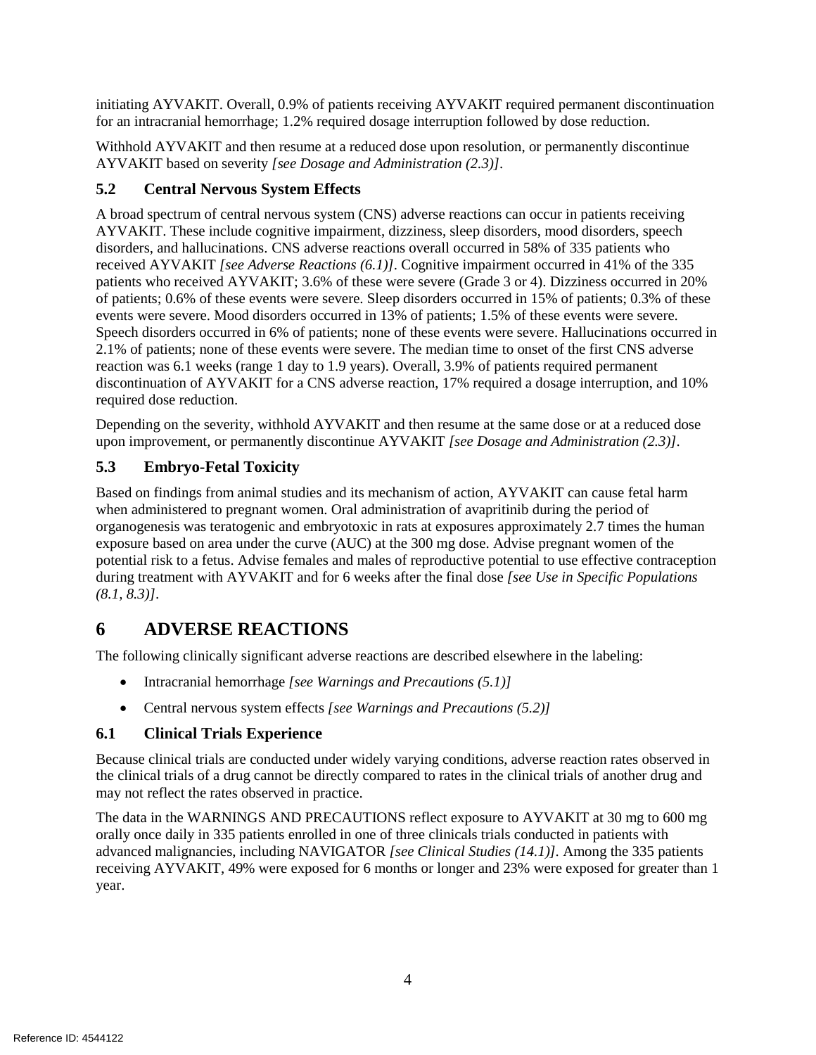initiating AYVAKIT. Overall, 0.9% of patients receiving AYVAKIT required permanent discontinuation for an intracranial hemorrhage; 1.2% required dosage interruption followed by dose reduction.

Withhold AYVAKIT and then resume at a reduced dose upon resolution, or permanently discontinue AYVAKIT based on severity *[see Dosage and Administration (2.3)]*.

### 5.2 Central Nervous System Effects

A broad spectrum of central nervous system (CNS) adverse reactions can occur in patients receiving AYVAKIT. These include cognitive impairment, dizziness, sleep disorders, mood disorders, speech disorders, and hallucinations. CNS adverse reactions overall occurred in 58% of 335 patients who received AYVAKIT *[see Adverse Reactions (6.1)]*. Cognitive impairment occurred in 41% of the 335 patients who received AYVAKIT; 3.6% of these were severe (Grade 3 or 4). Dizziness occurred in 20% of patients; 0.6% of these events were severe. Sleep disorders occurred in 15% of patients; 0.3% of these events were severe. Mood disorders occurred in 13% of patients; 1.5% of these events were severe. Speech disorders occurred in 6% of patients; none of these events were severe. Hallucinations occurred in 2.1% of patients; none of these events were severe. The median time to onset of the first CNS adverse reaction was 6.1 weeks (range 1 day to 1.9 years). Overall, 3.9% of patients required permanent discontinuation of AYVAKIT for a CNS adverse reaction, 17% required a dosage interruption, and 10% required dose reduction.

Depending on the severity, withhold AYVAKIT and then resume at the same dose or at a reduced dose upon improvement, or permanently discontinue AYVAKIT *[see Dosage and Administration (2.3)]*.

### 5.3 Embryo-Fetal Toxicity

Based on findings from animal studies and its mechanism of action, AYVAKIT can cause fetal harm when administered to pregnant women. Oral administration of avapritinib during the period of organogenesis was teratogenic and embryotoxic in rats at exposures approximately 2.7 times the human exposure based on area under the curve (AUC) at the 300 mg dose. Advise pregnant women of the potential risk to a fetus. Advise females and males of reproductive potential to use effective contraception during treatment with AYVAKIT and for 6 weeks after the final dose *[see Use in Specific Populations (8.1, 8.3)]*.

## 6 ADVERSE REACTIONS

The following clinically significant adverse reactions are described elsewhere in the labeling:

- Intracranial hemorrhage *[see Warnings and Precautions (5.1)]*
- Central nervous system effects *[see Warnings and Precautions (5.2)]*

### 6.1 Clinical Trials Experience

Because clinical trials are conducted under widely varying conditions, adverse reaction rates observed in the clinical trials of a drug cannot be directly compared to rates in the clinical trials of another drug and may not reflect the rates observed in practice.

The data in the WARNINGS AND PRECAUTIONS reflect exposure to AYVAKIT at 30 mg to 600 mg orally once daily in 335 patients enrolled in one of three clinicals trials conducted in patients with advanced malignancies, including NAVIGATOR *[see Clinical Studies (14.1)]*. Among the 335 patients receiving AYVAKIT, 49% were exposed for 6 months or longer and 23% were exposed for greater than 1 year.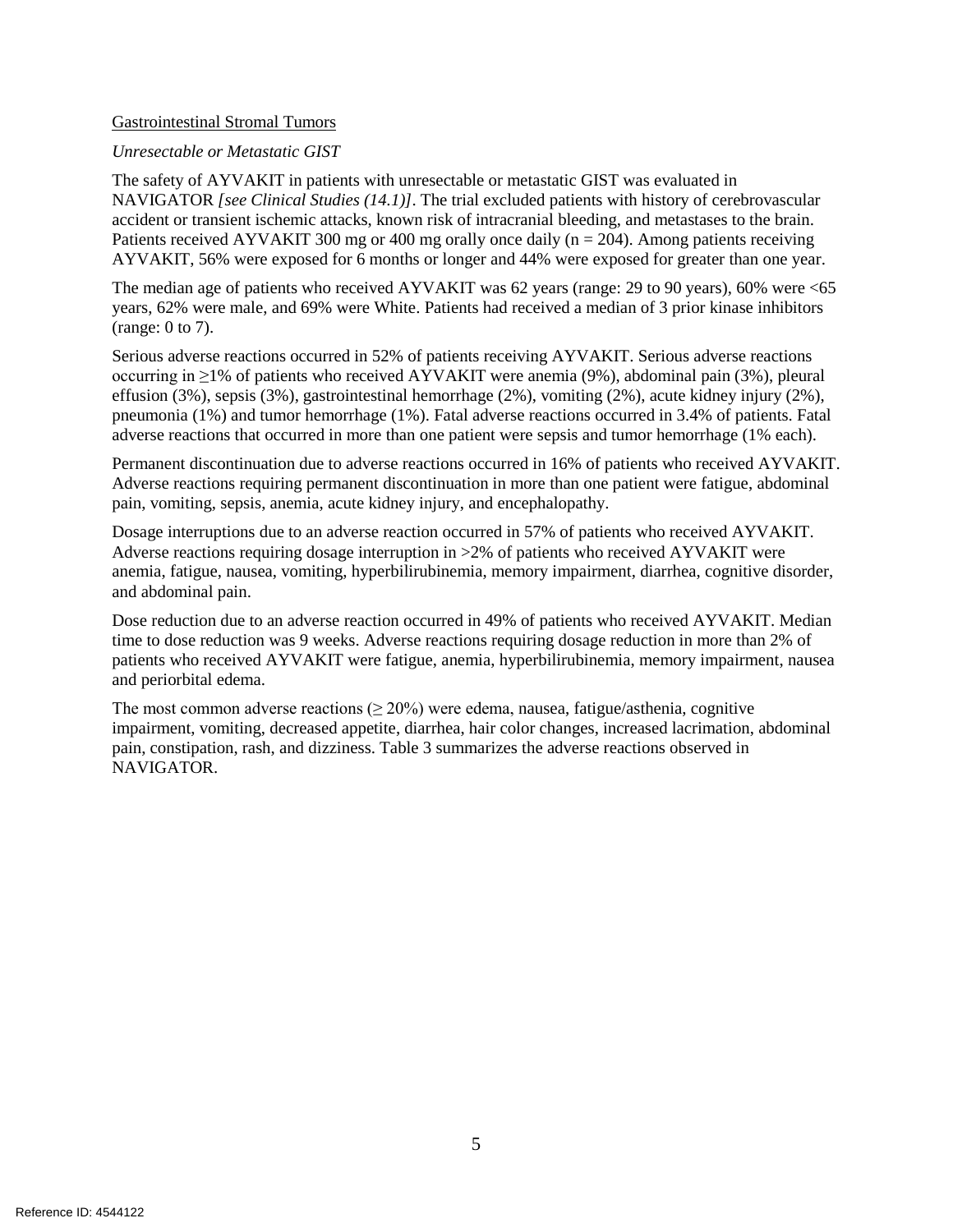Gastrointestinal Stromal Tumors

*Unresectable or Metastatic GIST*

The safety of AYVAKIT in patients with unresectable or metastatic GIST was evaluated in NAVIGATOR *[see Clinical Studies (14.1)]*. The trial excluded patients with history of cerebrovascular accident or transient ischemic attacks, known risk of intracranial bleeding, and metastases to the brain. Patients received AYVAKIT 300 mg or 400 mg orally once daily (n = 204). Among patients receiving AYVAKIT, 56% were exposed for 6 months or longer and 44% were exposed for greater than one year.

The median age of patients who received AYVAKIT was 62 years (range: 29 to 90 years), 60% were <65 years, 62% were male, and 69% were White. Patients had received a median of 3 prior kinase inhibitors (range: 0 to 7).

Serious adverse reactions occurred in 52% of patients receiving AYVAKIT. Serious adverse reactions occurring in ≥1% of patients who received AYVAKIT were anemia (9%), abdominal pain (3%), pleural effusion (3%), sepsis (3%), gastrointestinal hemorrhage (2%), vomiting (2%), acute kidney injury (2%), pneumonia (1%) and tumor hemorrhage (1%). Fatal adverse reactions occurred in 3.4% of patients. Fatal adverse reactions that occurred in more than one patient were sepsis and tumor hemorrhage (1% each).

Permanent discontinuation due to adverse reactions occurred in 16% of patients who received AYVAKIT. Adverse reactions requiring permanent discontinuation in more than one patient were fatigue, abdominal pain, vomiting, sepsis, anemia, acute kidney injury, and encephalopathy.

Dosage interruptions due to an adverse reaction occurred in 57% of patients who received AYVAKIT. Adverse reactions requiring dosage interruption in >2% of patients who received AYVAKIT were anemia, fatigue, nausea, vomiting, hyperbilirubinemia, memory impairment, diarrhea, cognitive disorder, and abdominal pain.

Dose reduction due to an adverse reaction occurred in 49% of patients who received AYVAKIT. Median time to dose reduction was 9 weeks. Adverse reactions requiring dosage reduction in more than 2% of patients who received AYVAKIT were fatigue, anemia, hyperbilirubinemia, memory impairment, nausea and periorbital edema.

The most common adverse reactions (≥ 20%) were edema, nausea, fatigue/asthenia, cognitive impairment, vomiting, decreased appetite, diarrhea, hair color changes, increased lacrimation, abdominal pain, constipation, rash, and dizziness. Table 3 summarizes the adverse reactions observed in NAVIGATOR.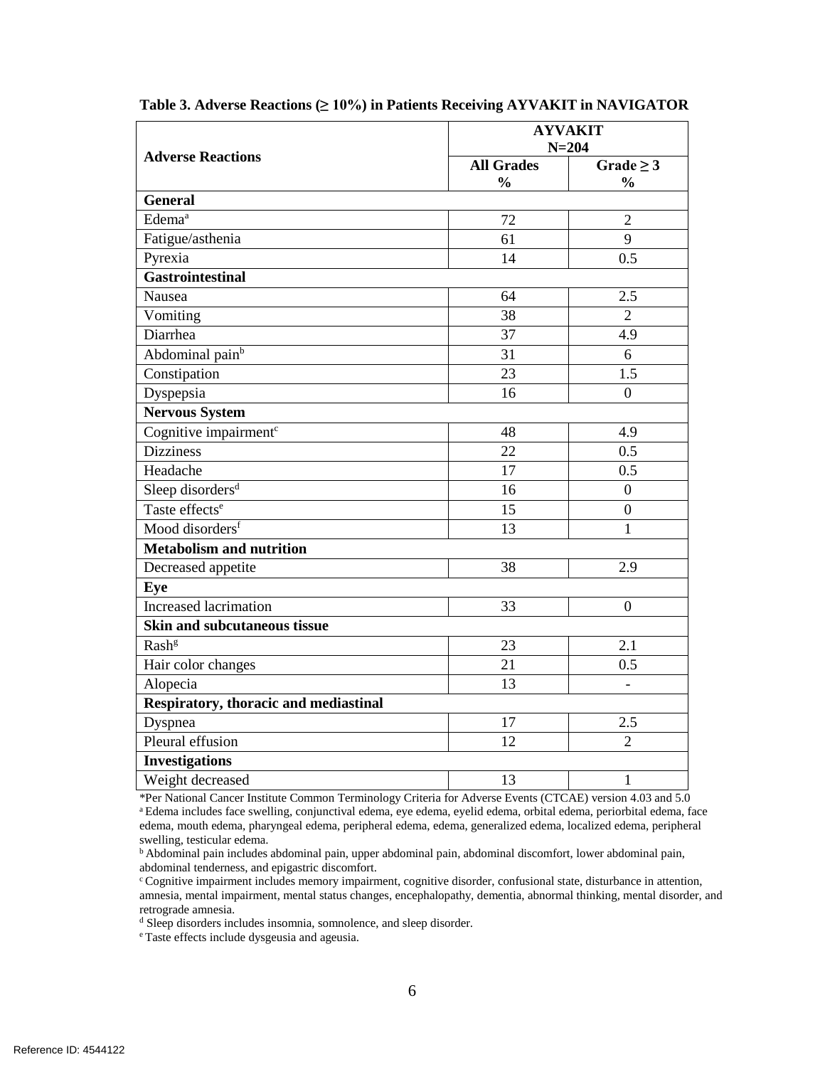**Table 3. Adverse Reactions (≥ 10%) in Patients Receiving AYVAKIT in NAVIGATOR**

| Adverse Reactions | AYVAKIT N=204 | |
|---|---|---|
| | **All Grades %** | **Grade ≥ 3 %** |
| **General** | | |
| Edema[a] | 72 | 2 |
| Fatigue/asthenia | 61 | 9 |
| Pyrexia | 14 | 0.5 |
| **Gastrointestinal** | | |
| Nausea | 64 | 2.5 |
| Vomiting | 38 | 2 |
| Diarrhea | 37 | 4.9 |
| Abdominal pain[b] | 31 | 6 |
| Constipation | 23 | 1.5 |
| Dyspepsia | 16 | 0 |
| **Nervous System** | | |
| Cognitive impairment[c] | 48 | 4.9 |
| Dizziness | 22 | 0.5 |
| Headache | 17 | 0.5 |
| Sleep disorders[d] | 16 | 0 |
| Taste effects[e] | 15 | 0 |
| Mood disorders[f] | 13 | 1 |
| **Metabolism and nutrition** | | |
| Decreased appetite | 38 | 2.9 |
| **Eye** | | |
| Increased lacrimation | 33 | 0 |
| **Skin and subcutaneous tissue** | | |
| Rash[g] | 23 | 2.1 |
| Hair color changes | 21 | 0.5 |
| Alopecia | 13 | - |
| **Respiratory, thoracic and mediastinal** | | |
| Dyspnea | 17 | 2.5 |
| Pleural effusion | 12 | 2 |
| **Investigations** | | |
| Weight decreased | 13 | 1 |

*Per National Cancer Institute Common Terminology Criteria for Adverse Events (CTCAE) version 4.03 and 5.0
[a] Edema includes face swelling, conjunctival edema, eye edema, eyelid edema, orbital edema, periorbital edema, face edema, mouth edema, pharyngeal edema, peripheral edema, edema, generalized edema, localized edema, peripheral swelling, testicular edema.
[b] Abdominal pain includes abdominal pain, upper abdominal pain, abdominal discomfort, lower abdominal pain, abdominal tenderness, and epigastric discomfort.
[c] Cognitive impairment includes memory impairment, cognitive disorder, confusional state, disturbance in attention, amnesia, mental impairment, mental status changes, encephalopathy, dementia, abnormal thinking, mental disorder, and retrograde amnesia.
[d] Sleep disorders includes insomnia, somnolence, and sleep disorder.
[e] Taste effects include dysgeusia and ageusia.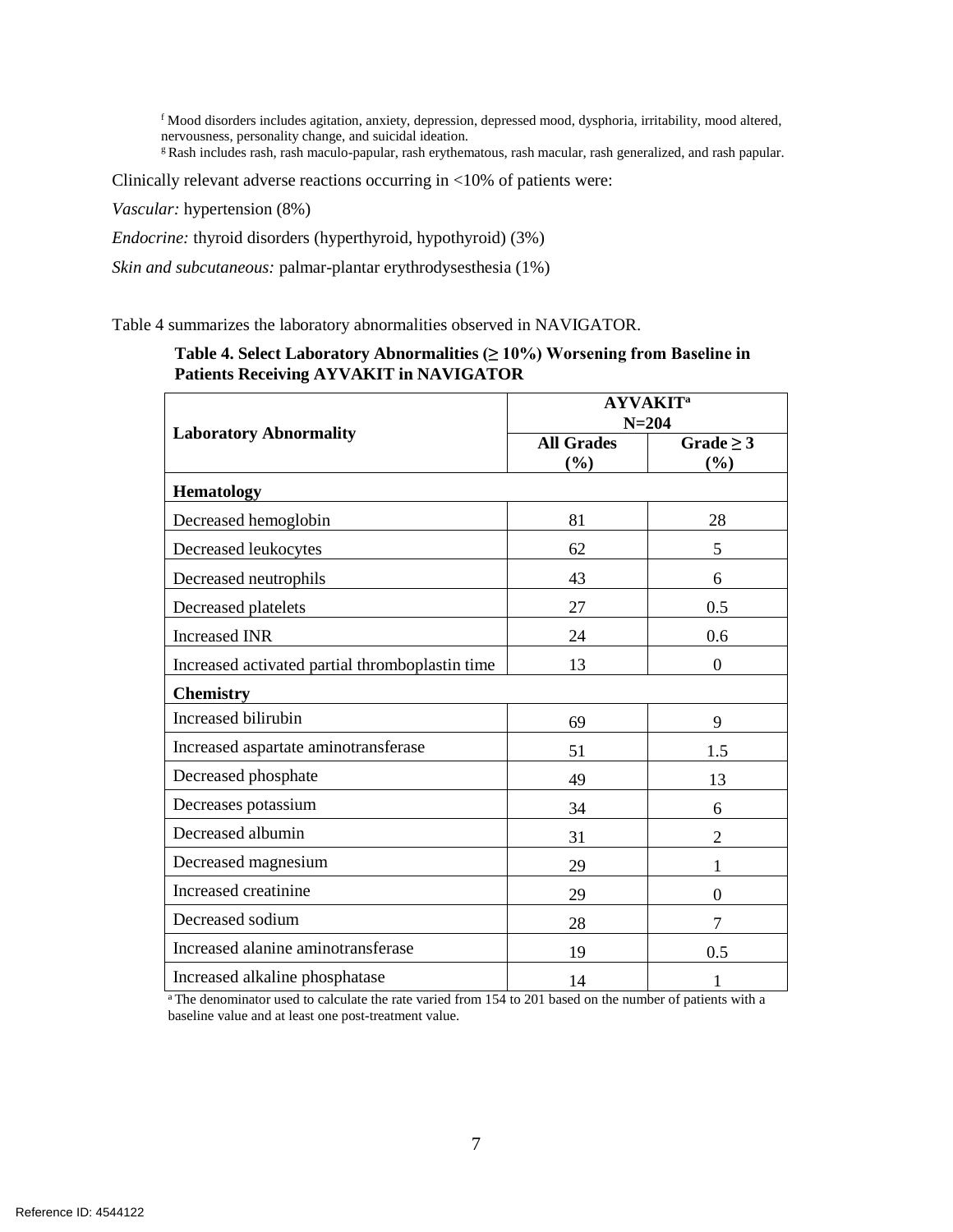[f] Mood disorders includes agitation, anxiety, depression, depressed mood, dysphoria, irritability, mood altered, nervousness, personality change, and suicidal ideation.
[g] Rash includes rash, rash maculo-papular, rash erythematous, rash macular, rash generalized, and rash papular.

Clinically relevant adverse reactions occurring in <10% of patients were:

*Vascular:* hypertension (8%)

*Endocrine:* thyroid disorders (hyperthyroid, hypothyroid) (3%)

*Skin and subcutaneous:* palmar-plantar erythrodysesthesia (1%)

Table 4 summarizes the laboratory abnormalities observed in NAVIGATOR.

**Table 4. Select Laboratory Abnormalities (≥ 10%) Worsening from Baseline in Patients Receiving AYVAKIT in NAVIGATOR**

| Laboratory Abnormality | AYVAKIT[a] N=204 | |
|---|---|---|
| | All Grades (%) | Grade ≥ 3 (%) |
| **Hematology** | | |
| Decreased hemoglobin | 81 | 28 |
| Decreased leukocytes | 62 | 5 |
| Decreased neutrophils | 43 | 6 |
| Decreased platelets | 27 | 0.5 |
| Increased INR | 24 | 0.6 |
| Increased activated partial thromboplastin time | 13 | 0 |
| **Chemistry** | | |
| Increased bilirubin | 69 | 9 |
| Increased aspartate aminotransferase | 51 | 1.5 |
| Decreased phosphate | 49 | 13 |
| Decreases potassium | 34 | 6 |
| Decreased albumin | 31 | 2 |
| Decreased magnesium | 29 | 1 |
| Increased creatinine | 29 | 0 |
| Decreased sodium | 28 | 7 |
| Increased alanine aminotransferase | 19 | 0.5 |
| Increased alkaline phosphatase | 14 | 1 |

[a] The denominator used to calculate the rate varied from 154 to 201 based on the number of patients with a baseline value and at least one post-treatment value.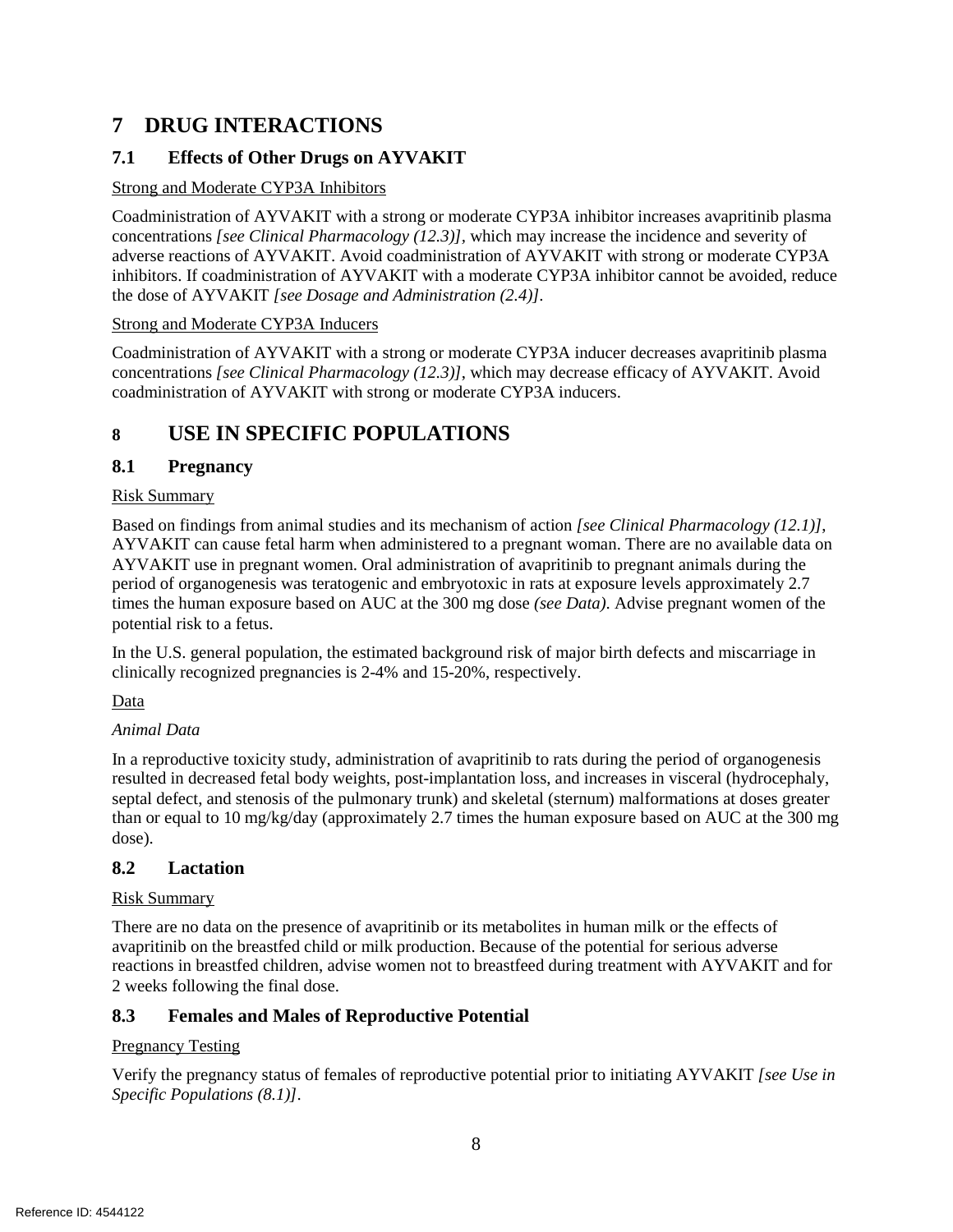# 7 DRUG INTERACTIONS

## 7.1 Effects of Other Drugs on AYVAKIT

Strong and Moderate CYP3A Inhibitors

Coadministration of AYVAKIT with a strong or moderate CYP3A inhibitor increases avapritinib plasma concentrations *[see Clinical Pharmacology (12.3)]*, which may increase the incidence and severity of adverse reactions of AYVAKIT. Avoid coadministration of AYVAKIT with strong or moderate CYP3A inhibitors. If coadministration of AYVAKIT with a moderate CYP3A inhibitor cannot be avoided, reduce the dose of AYVAKIT *[see Dosage and Administration (2.4)]*.

Strong and Moderate CYP3A Inducers

Coadministration of AYVAKIT with a strong or moderate CYP3A inducer decreases avapritinib plasma concentrations *[see Clinical Pharmacology (12.3)]*, which may decrease efficacy of AYVAKIT. Avoid coadministration of AYVAKIT with strong or moderate CYP3A inducers.

# 8 USE IN SPECIFIC POPULATIONS

## 8.1 Pregnancy

Risk Summary

Based on findings from animal studies and its mechanism of action *[see Clinical Pharmacology (12.1)]*, AYVAKIT can cause fetal harm when administered to a pregnant woman. There are no available data on AYVAKIT use in pregnant women. Oral administration of avapritinib to pregnant animals during the period of organogenesis was teratogenic and embryotoxic in rats at exposure levels approximately 2.7 times the human exposure based on AUC at the 300 mg dose *(see Data)*. Advise pregnant women of the potential risk to a fetus.

In the U.S. general population, the estimated background risk of major birth defects and miscarriage in clinically recognized pregnancies is 2-4% and 15-20%, respectively.

Data

*Animal Data*

In a reproductive toxicity study, administration of avapritinib to rats during the period of organogenesis resulted in decreased fetal body weights, post-implantation loss, and increases in visceral (hydrocephaly, septal defect, and stenosis of the pulmonary trunk) and skeletal (sternum) malformations at doses greater than or equal to 10 mg/kg/day (approximately 2.7 times the human exposure based on AUC at the 300 mg dose).

## 8.2 Lactation

Risk Summary

There are no data on the presence of avapritinib or its metabolites in human milk or the effects of avapritinib on the breastfed child or milk production. Because of the potential for serious adverse reactions in breastfed children, advise women not to breastfeed during treatment with AYVAKIT and for 2 weeks following the final dose.

## 8.3 Females and Males of Reproductive Potential

Pregnancy Testing

Verify the pregnancy status of females of reproductive potential prior to initiating AYVAKIT *[see Use in Specific Populations (8.1)]*.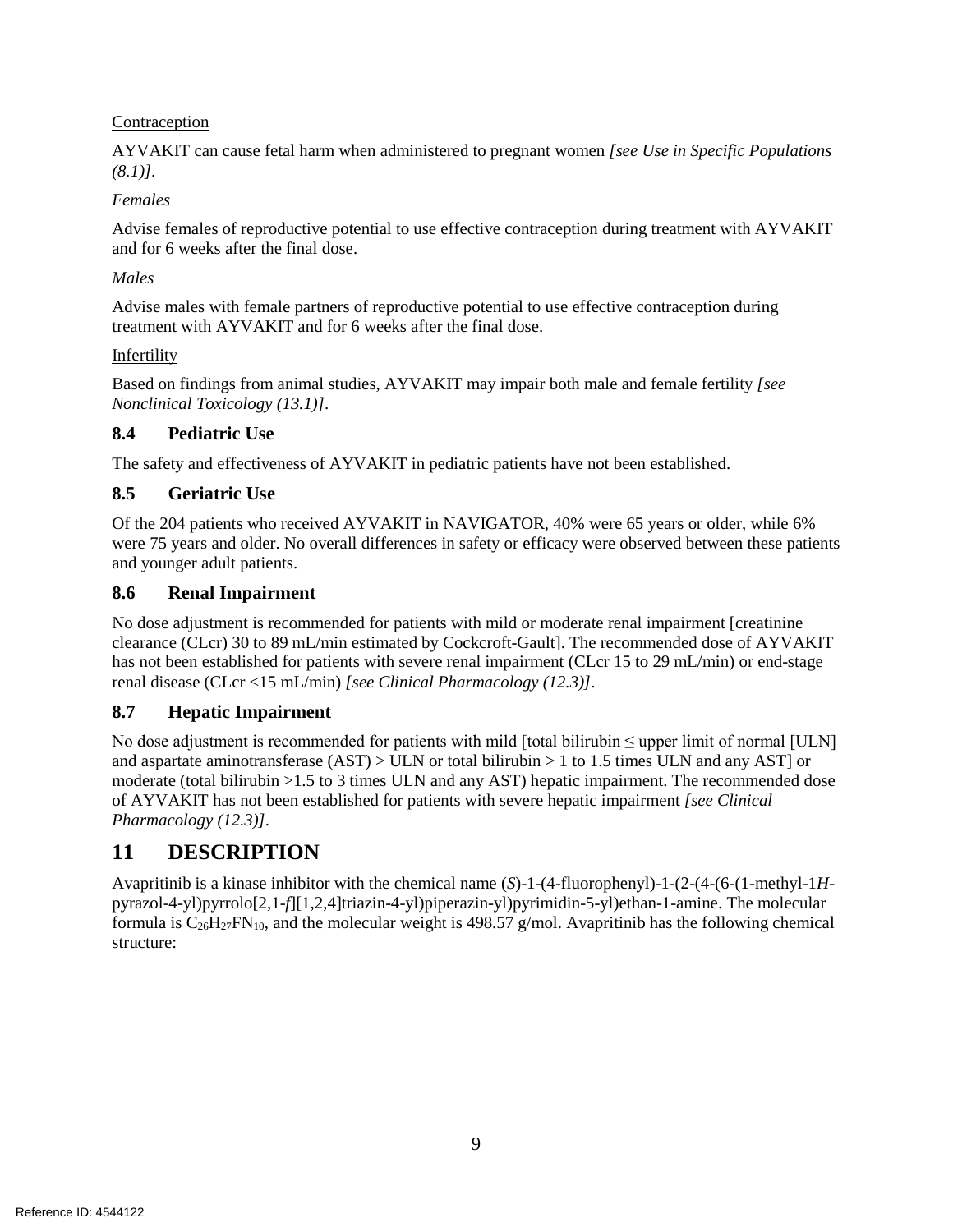Contraception

AYVAKIT can cause fetal harm when administered to pregnant women *[see Use in Specific Populations (8.1)]*.

*Females*

Advise females of reproductive potential to use effective contraception during treatment with AYVAKIT and for 6 weeks after the final dose.

*Males*

Advise males with female partners of reproductive potential to use effective contraception during treatment with AYVAKIT and for 6 weeks after the final dose.

Infertility

Based on findings from animal studies, AYVAKIT may impair both male and female fertility *[see Nonclinical Toxicology (13.1)]*.

### 8.4 Pediatric Use

The safety and effectiveness of AYVAKIT in pediatric patients have not been established.

### 8.5 Geriatric Use

Of the 204 patients who received AYVAKIT in NAVIGATOR, 40% were 65 years or older, while 6% were 75 years and older. No overall differences in safety or efficacy were observed between these patients and younger adult patients.

### 8.6 Renal Impairment

No dose adjustment is recommended for patients with mild or moderate renal impairment [creatinine clearance (CLcr) 30 to 89 mL/min estimated by Cockcroft-Gault]. The recommended dose of AYVAKIT has not been established for patients with severe renal impairment (CLcr 15 to 29 mL/min) or end-stage renal disease (CLcr <15 mL/min) *[see Clinical Pharmacology (12.3)]*.

### 8.7 Hepatic Impairment

No dose adjustment is recommended for patients with mild [total bilirubin ≤ upper limit of normal [ULN] and aspartate aminotransferase (AST) > ULN or total bilirubin > 1 to 1.5 times ULN and any AST] or moderate (total bilirubin >1.5 to 3 times ULN and any AST) hepatic impairment. The recommended dose of AYVAKIT has not been established for patients with severe hepatic impairment *[see Clinical Pharmacology (12.3)]*.

## 11 DESCRIPTION

Avapritinib is a kinase inhibitor with the chemical name (*S*)-1-(4-fluorophenyl)-1-(2-(4-(6-(1-methyl-1*H*-pyrazol-4-yl)pyrrolo[2,1-*f*][1,2,4]triazin-4-yl)piperazin-yl)pyrimidin-5-yl)ethan-1-amine. The molecular formula is $C_{26}H_{27}FN_{10}$, and the molecular weight is 498.57 g/mol. Avapritinib has the following chemical structure: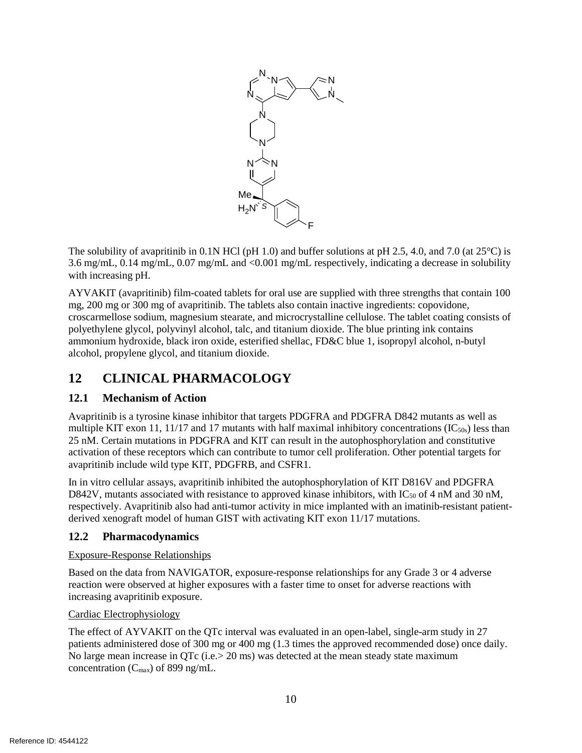The solubility of avapritinib in 0.1N HCl (pH 1.0) and buffer solutions at pH 2.5, 4.0, and 7.0 (at 25°C) is 3.6 mg/mL, 0.14 mg/mL, 0.07 mg/mL and <0.001 mg/mL respectively, indicating a decrease in solubility with increasing pH.

AYVAKIT (avapritinib) film-coated tablets for oral use are supplied with three strengths that contain 100 mg, 200 mg or 300 mg of avapritinib. The tablets also contain inactive ingredients: copovidone, croscarmellose sodium, magnesium stearate, and microcrystalline cellulose. The tablet coating consists of polyethylene glycol, polyvinyl alcohol, talc, and titanium dioxide. The blue printing ink contains ammonium hydroxide, black iron oxide, esterified shellac, FD&C blue 1, isopropyl alcohol, n-butyl alcohol, propylene glycol, and titanium dioxide.

# 12 CLINICAL PHARMACOLOGY

## 12.1 Mechanism of Action

Avapritinib is a tyrosine kinase inhibitor that targets PDGFRA and PDGFRA D842 mutants as well as multiple KIT exon 11, 11/17 and 17 mutants with half maximal inhibitory concentrations ($IC_{50s}$) less than 25 nM. Certain mutations in PDGFRA and KIT can result in the autophosphorylation and constitutive activation of these receptors which can contribute to tumor cell proliferation. Other potential targets for avapritinib include wild type KIT, PDGFRB, and CSFR1.

In in vitro cellular assays, avapritinib inhibited the autophosphorylation of KIT D816V and PDGFRA D842V, mutants associated with resistance to approved kinase inhibitors, with $IC_{50}$ of 4 nM and 30 nM, respectively. Avapritinib also had anti-tumor activity in mice implanted with an imatinib-resistant patient-derived xenograft model of human GIST with activating KIT exon 11/17 mutations.

## 12.2 Pharmacodynamics

Exposure-Response Relationships

Based on the data from NAVIGATOR, exposure-response relationships for any Grade 3 or 4 adverse reaction were observed at higher exposures with a faster time to onset for adverse reactions with increasing avapritinib exposure.

Cardiac Electrophysiology

The effect of AYVAKIT on the QTc interval was evaluated in an open-label, single-arm study in 27 patients administered dose of 300 mg or 400 mg (1.3 times the approved recommended dose) once daily. No large mean increase in QTc (i.e.> 20 ms) was detected at the mean steady state maximum concentration ($C_{max}$) of 899 ng/mL.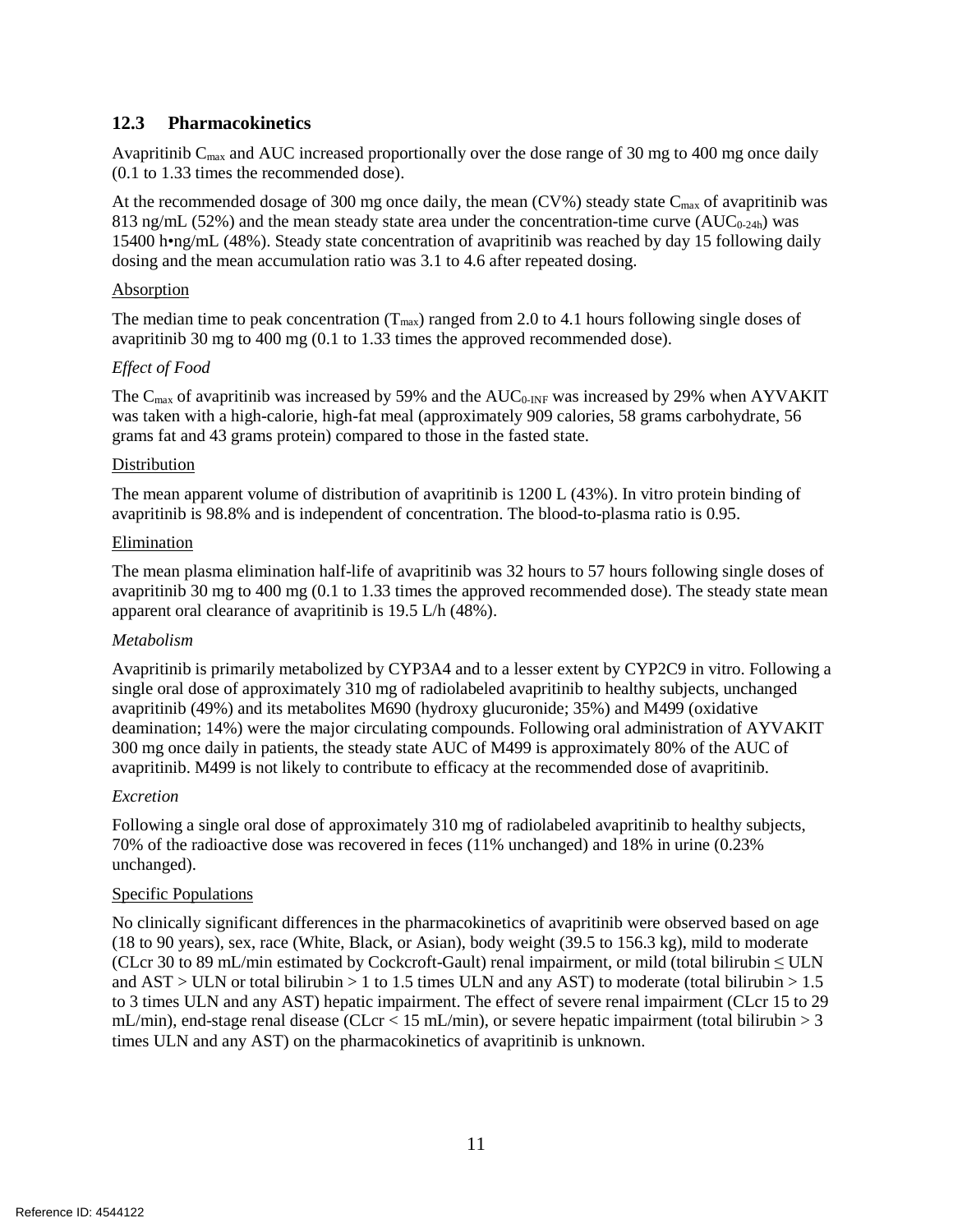## 12.3 Pharmacokinetics

Avapritinib $C_{max}$ and AUC increased proportionally over the dose range of 30 mg to 400 mg once daily (0.1 to 1.33 times the recommended dose).

At the recommended dosage of 300 mg once daily, the mean (CV%) steady state $C_{max}$ of avapritinib was 813 ng/mL (52%) and the mean steady state area under the concentration-time curve ($AUC_{0-24h}$) was 15400 h•ng/mL (48%). Steady state concentration of avapritinib was reached by day 15 following daily dosing and the mean accumulation ratio was 3.1 to 4.6 after repeated dosing.

Absorption

The median time to peak concentration ($T_{max}$) ranged from 2.0 to 4.1 hours following single doses of avapritinib 30 mg to 400 mg (0.1 to 1.33 times the approved recommended dose).

*Effect of Food*

The $C_{max}$ of avapritinib was increased by 59% and the $AUC_{0-INF}$ was increased by 29% when AYVAKIT was taken with a high-calorie, high-fat meal (approximately 909 calories, 58 grams carbohydrate, 56 grams fat and 43 grams protein) compared to those in the fasted state.

Distribution

The mean apparent volume of distribution of avapritinib is 1200 L (43%). In vitro protein binding of avapritinib is 98.8% and is independent of concentration. The blood-to-plasma ratio is 0.95.

Elimination

The mean plasma elimination half-life of avapritinib was 32 hours to 57 hours following single doses of avapritinib 30 mg to 400 mg (0.1 to 1.33 times the approved recommended dose). The steady state mean apparent oral clearance of avapritinib is 19.5 L/h (48%).

*Metabolism*

Avapritinib is primarily metabolized by CYP3A4 and to a lesser extent by CYP2C9 in vitro. Following a single oral dose of approximately 310 mg of radiolabeled avapritinib to healthy subjects, unchanged avapritinib (49%) and its metabolites M690 (hydroxy glucuronide; 35%) and M499 (oxidative deamination; 14%) were the major circulating compounds. Following oral administration of AYVAKIT 300 mg once daily in patients, the steady state AUC of M499 is approximately 80% of the AUC of avapritinib. M499 is not likely to contribute to efficacy at the recommended dose of avapritinib.

*Excretion*

Following a single oral dose of approximately 310 mg of radiolabeled avapritinib to healthy subjects, 70% of the radioactive dose was recovered in feces (11% unchanged) and 18% in urine (0.23% unchanged).

Specific Populations

No clinically significant differences in the pharmacokinetics of avapritinib were observed based on age (18 to 90 years), sex, race (White, Black, or Asian), body weight (39.5 to 156.3 kg), mild to moderate (CLcr 30 to 89 mL/min estimated by Cockcroft-Gault) renal impairment, or mild (total bilirubin ≤ ULN and AST > ULN or total bilirubin > 1 to 1.5 times ULN and any AST) to moderate (total bilirubin > 1.5 to 3 times ULN and any AST) hepatic impairment. The effect of severe renal impairment (CLcr 15 to 29 mL/min), end-stage renal disease (CLcr < 15 mL/min), or severe hepatic impairment (total bilirubin > 3 times ULN and any AST) on the pharmacokinetics of avapritinib is unknown.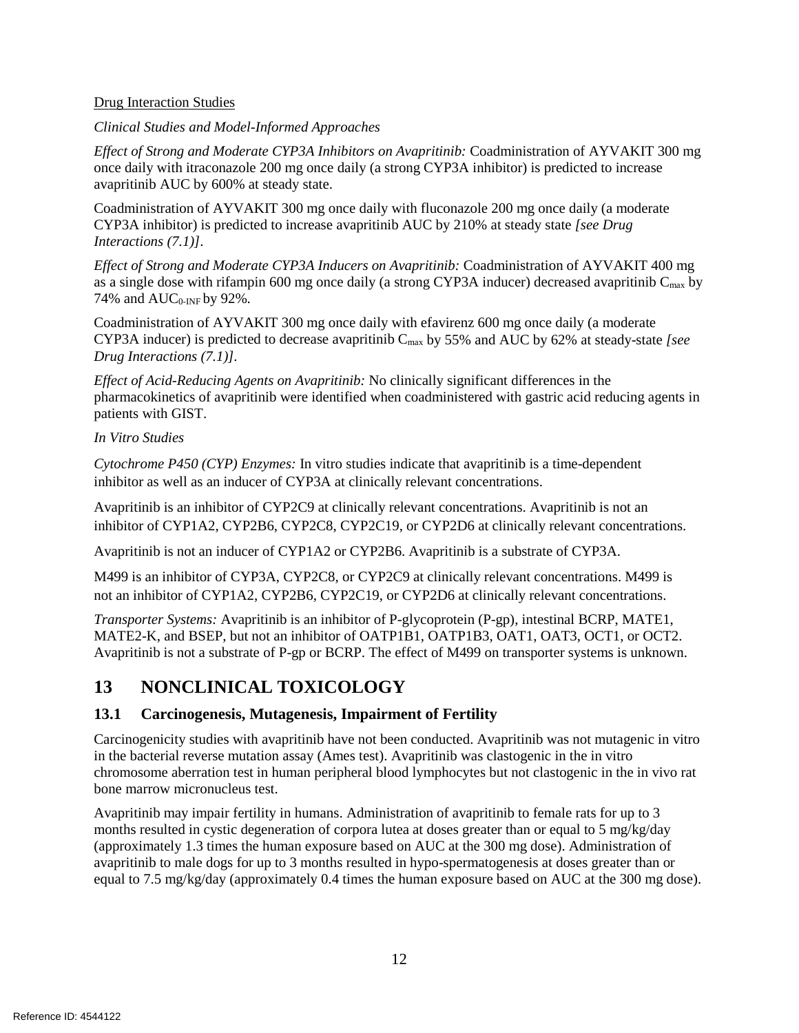Drug Interaction Studies

*Clinical Studies and Model-Informed Approaches*

*Effect of Strong and Moderate CYP3A Inhibitors on Avapritinib:* Coadministration of AYVAKIT 300 mg once daily with itraconazole 200 mg once daily (a strong CYP3A inhibitor) is predicted to increase avapritinib AUC by 600% at steady state.

Coadministration of AYVAKIT 300 mg once daily with fluconazole 200 mg once daily (a moderate CYP3A inhibitor) is predicted to increase avapritinib AUC by 210% at steady state *[see Drug Interactions (7.1)]*.

*Effect of Strong and Moderate CYP3A Inducers on Avapritinib:* Coadministration of AYVAKIT 400 mg as a single dose with rifampin 600 mg once daily (a strong CYP3A inducer) decreased avapritinib $C_{max}$ by 74% and $AUC_{0\text{-}INF}$ by 92%.

Coadministration of AYVAKIT 300 mg once daily with efavirenz 600 mg once daily (a moderate CYP3A inducer) is predicted to decrease avapritinib $C_{max}$ by 55% and AUC by 62% at steady-state *[see Drug Interactions (7.1)]*.

*Effect of Acid-Reducing Agents on Avapritinib:* No clinically significant differences in the pharmacokinetics of avapritinib were identified when coadministered with gastric acid reducing agents in patients with GIST.

*In Vitro Studies*

*Cytochrome P450 (CYP) Enzymes:* In vitro studies indicate that avapritinib is a time-dependent inhibitor as well as an inducer of CYP3A at clinically relevant concentrations.

Avapritinib is an inhibitor of CYP2C9 at clinically relevant concentrations. Avapritinib is not an inhibitor of CYP1A2, CYP2B6, CYP2C8, CYP2C19, or CYP2D6 at clinically relevant concentrations.

Avapritinib is not an inducer of CYP1A2 or CYP2B6. Avapritinib is a substrate of CYP3A.

M499 is an inhibitor of CYP3A, CYP2C8, or CYP2C9 at clinically relevant concentrations. M499 is not an inhibitor of CYP1A2, CYP2B6, CYP2C19, or CYP2D6 at clinically relevant concentrations.

*Transporter Systems:* Avapritinib is an inhibitor of P-glycoprotein (P-gp), intestinal BCRP, MATE1, MATE2-K, and BSEP, but not an inhibitor of OATP1B1, OATP1B3, OAT1, OAT3, OCT1, or OCT2. Avapritinib is not a substrate of P-gp or BCRP. The effect of M499 on transporter systems is unknown.

# 13 NONCLINICAL TOXICOLOGY

## 13.1 Carcinogenesis, Mutagenesis, Impairment of Fertility

Carcinogenicity studies with avapritinib have not been conducted. Avapritinib was not mutagenic in vitro in the bacterial reverse mutation assay (Ames test). Avapritinib was clastogenic in the in vitro chromosome aberration test in human peripheral blood lymphocytes but not clastogenic in the in vivo rat bone marrow micronucleus test.

Avapritinib may impair fertility in humans. Administration of avapritinib to female rats for up to 3 months resulted in cystic degeneration of corpora lutea at doses greater than or equal to 5 mg/kg/day (approximately 1.3 times the human exposure based on AUC at the 300 mg dose). Administration of avapritinib to male dogs for up to 3 months resulted in hypo-spermatogenesis at doses greater than or equal to 7.5 mg/kg/day (approximately 0.4 times the human exposure based on AUC at the 300 mg dose).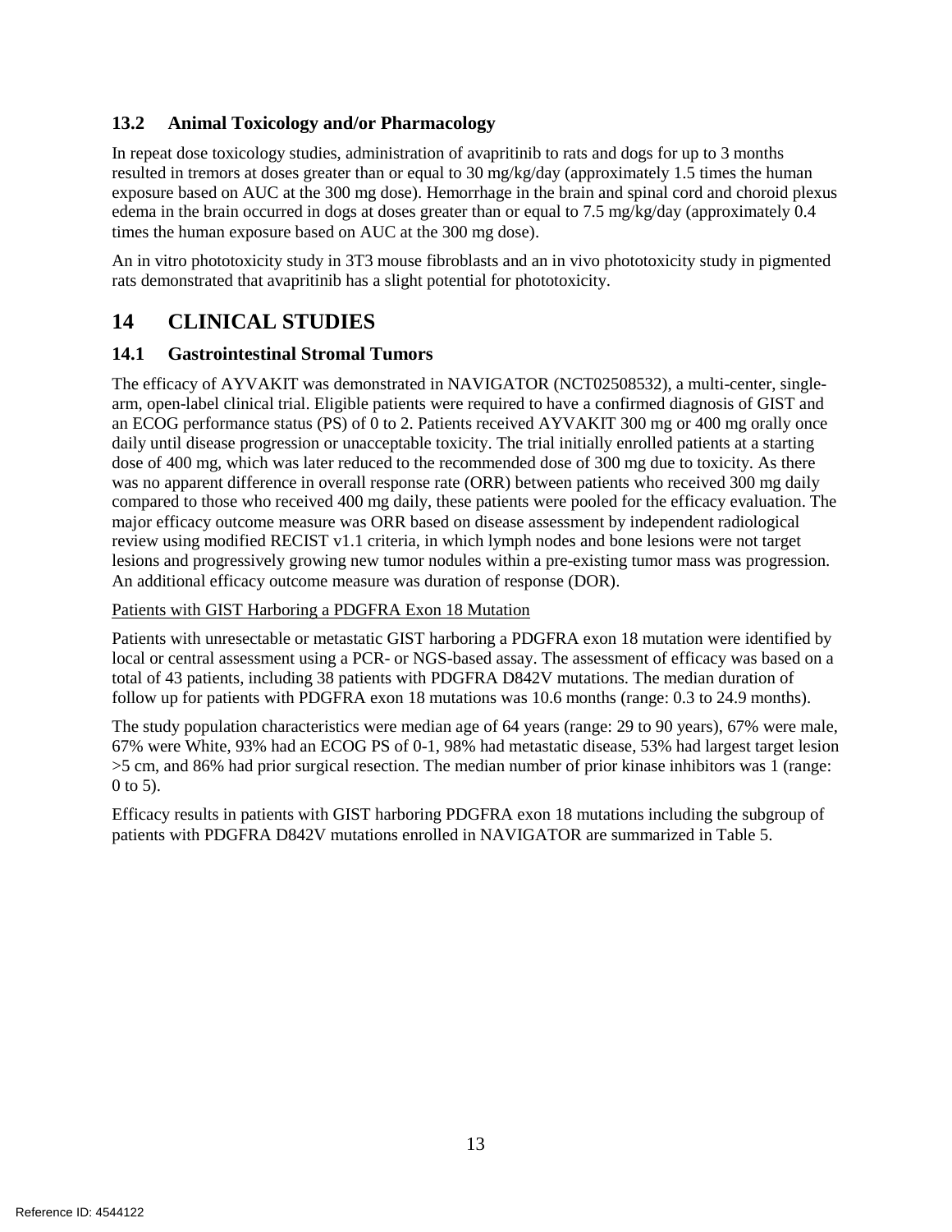### 13.2 Animal Toxicology and/or Pharmacology

In repeat dose toxicology studies, administration of avapritinib to rats and dogs for up to 3 months resulted in tremors at doses greater than or equal to 30 mg/kg/day (approximately 1.5 times the human exposure based on AUC at the 300 mg dose). Hemorrhage in the brain and spinal cord and choroid plexus edema in the brain occurred in dogs at doses greater than or equal to 7.5 mg/kg/day (approximately 0.4 times the human exposure based on AUC at the 300 mg dose).

An in vitro phototoxicity study in 3T3 mouse fibroblasts and an in vivo phototoxicity study in pigmented rats demonstrated that avapritinib has a slight potential for phototoxicity.

## 14 CLINICAL STUDIES

### 14.1 Gastrointestinal Stromal Tumors

The efficacy of AYVAKIT was demonstrated in NAVIGATOR (NCT02508532), a multi-center, single-arm, open-label clinical trial. Eligible patients were required to have a confirmed diagnosis of GIST and an ECOG performance status (PS) of 0 to 2. Patients received AYVAKIT 300 mg or 400 mg orally once daily until disease progression or unacceptable toxicity. The trial initially enrolled patients at a starting dose of 400 mg, which was later reduced to the recommended dose of 300 mg due to toxicity. As there was no apparent difference in overall response rate (ORR) between patients who received 300 mg daily compared to those who received 400 mg daily, these patients were pooled for the efficacy evaluation. The major efficacy outcome measure was ORR based on disease assessment by independent radiological review using modified RECIST v1.1 criteria, in which lymph nodes and bone lesions were not target lesions and progressively growing new tumor nodules within a pre-existing tumor mass was progression. An additional efficacy outcome measure was duration of response (DOR).

<u>Patients with GIST Harboring a PDGFRA Exon 18 Mutation</u>

Patients with unresectable or metastatic GIST harboring a PDGFRA exon 18 mutation were identified by local or central assessment using a PCR- or NGS-based assay. The assessment of efficacy was based on a total of 43 patients, including 38 patients with PDGFRA D842V mutations. The median duration of follow up for patients with PDGFRA exon 18 mutations was 10.6 months (range: 0.3 to 24.9 months).

The study population characteristics were median age of 64 years (range: 29 to 90 years), 67% were male, 67% were White, 93% had an ECOG PS of 0-1, 98% had metastatic disease, 53% had largest target lesion >5 cm, and 86% had prior surgical resection. The median number of prior kinase inhibitors was 1 (range: 0 to 5).

Efficacy results in patients with GIST harboring PDGFRA exon 18 mutations including the subgroup of patients with PDGFRA D842V mutations enrolled in NAVIGATOR are summarized in Table 5.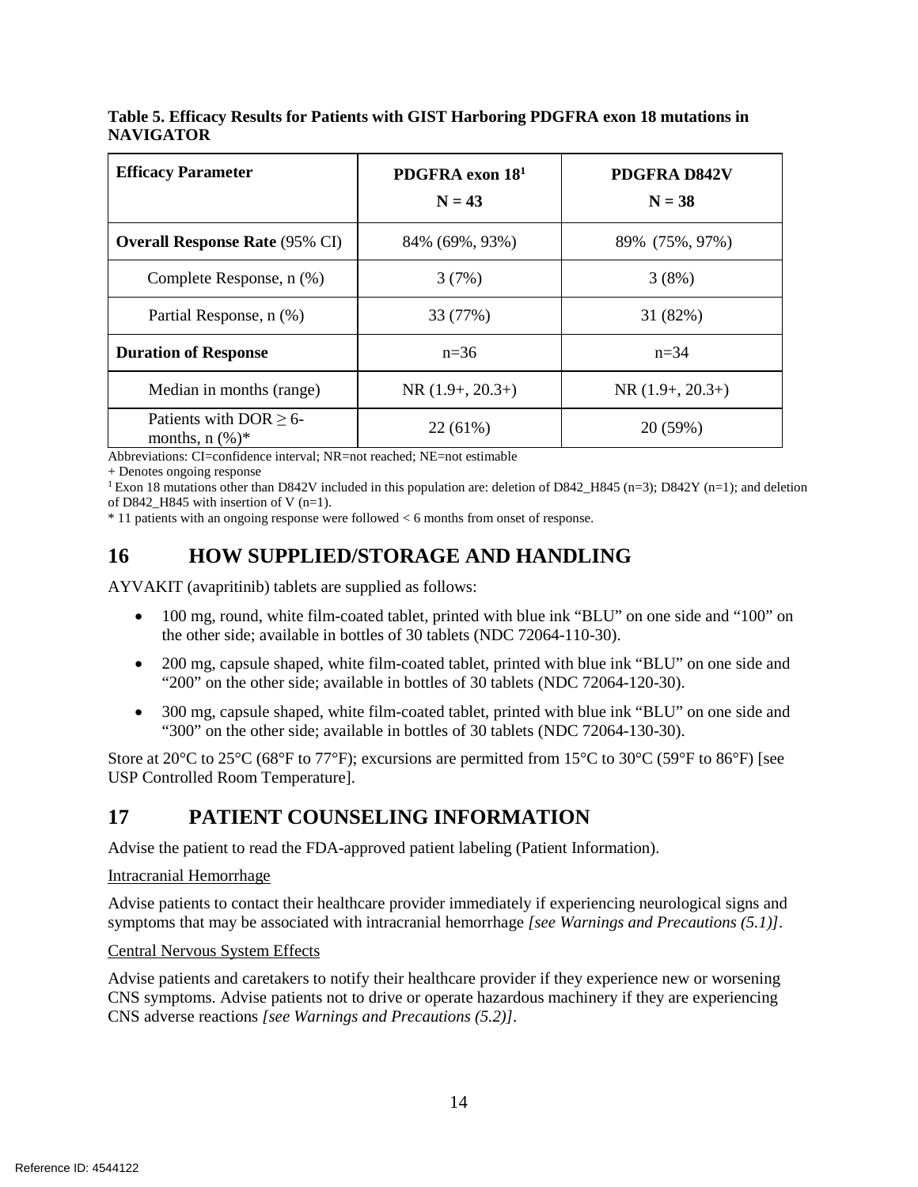**Table 5. Efficacy Results for Patients with GIST Harboring PDGFRA exon 18 mutations in NAVIGATOR**

| Efficacy Parameter | PDGFRA exon 18[1] N = 43 | PDGFRA D842V N = 38 |
|---|---|---|
| **Overall Response Rate** (95% CI) | 84% (69%, 93%) | 89% (75%, 97%) |
| Complete Response, n (%) | 3 (7%) | 3 (8%) |
| Partial Response, n (%) | 33 (77%) | 31 (82%) |
| **Duration of Response** | n=36 | n=34 |
| Median in months (range) | NR (1.9+, 20.3+) | NR (1.9+, 20.3+) |
| Patients with DOR ≥ 6-months, n (%)* | 22 (61%) | 20 (59%) |

Abbreviations: CI=confidence interval; NR=not reached; NE=not estimable

+ Denotes ongoing response

[1] Exon 18 mutations other than D842V included in this population are: deletion of D842_H845 (n=3); D842Y (n=1); and deletion of D842_H845 with insertion of V (n=1).

* 11 patients with an ongoing response were followed < 6 months from onset of response.

# 16 HOW SUPPLIED/STORAGE AND HANDLING

AYVAKIT (avapritinib) tablets are supplied as follows:

- 100 mg, round, white film-coated tablet, printed with blue ink "BLU" on one side and "100" on the other side; available in bottles of 30 tablets (NDC 72064-110-30).
- 200 mg, capsule shaped, white film-coated tablet, printed with blue ink "BLU" on one side and "200" on the other side; available in bottles of 30 tablets (NDC 72064-120-30).
- 300 mg, capsule shaped, white film-coated tablet, printed with blue ink "BLU" on one side and "300" on the other side; available in bottles of 30 tablets (NDC 72064-130-30).

Store at 20°C to 25°C (68°F to 77°F); excursions are permitted from 15°C to 30°C (59°F to 86°F) [see USP Controlled Room Temperature].

# 17 PATIENT COUNSELING INFORMATION

Advise the patient to read the FDA-approved patient labeling (Patient Information).

Intracranial Hemorrhage

Advise patients to contact their healthcare provider immediately if experiencing neurological signs and symptoms that may be associated with intracranial hemorrhage *[see Warnings and Precautions (5.1)]*.

Central Nervous System Effects

Advise patients and caretakers to notify their healthcare provider if they experience new or worsening CNS symptoms. Advise patients not to drive or operate hazardous machinery if they are experiencing CNS adverse reactions *[see Warnings and Precautions (5.2)]*.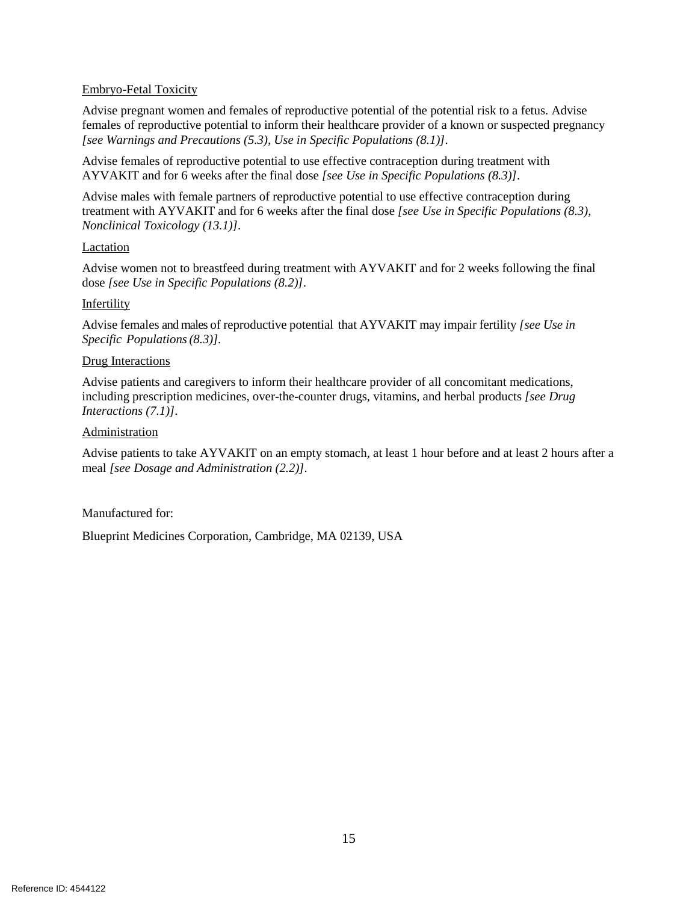Embryo-Fetal Toxicity

Advise pregnant women and females of reproductive potential of the potential risk to a fetus. Advise females of reproductive potential to inform their healthcare provider of a known or suspected pregnancy *[see Warnings and Precautions (5.3), Use in Specific Populations (8.1)]*.

Advise females of reproductive potential to use effective contraception during treatment with AYVAKIT and for 6 weeks after the final dose *[see Use in Specific Populations (8.3)]*.

Advise males with female partners of reproductive potential to use effective contraception during treatment with AYVAKIT and for 6 weeks after the final dose *[see Use in Specific Populations (8.3), Nonclinical Toxicology (13.1)]*.

Lactation

Advise women not to breastfeed during treatment with AYVAKIT and for 2 weeks following the final dose *[see Use in Specific Populations (8.2)]*.

Infertility

Advise females and males of reproductive potential that AYVAKIT may impair fertility *[see Use in Specific Populations (8.3)]*.

Drug Interactions

Advise patients and caregivers to inform their healthcare provider of all concomitant medications, including prescription medicines, over-the-counter drugs, vitamins, and herbal products *[see Drug Interactions (7.1)]*.

Administration

Advise patients to take AYVAKIT on an empty stomach, at least 1 hour before and at least 2 hours after a meal *[see Dosage and Administration (2.2)]*.

Manufactured for:

Blueprint Medicines Corporation, Cambridge, MA 02139, USA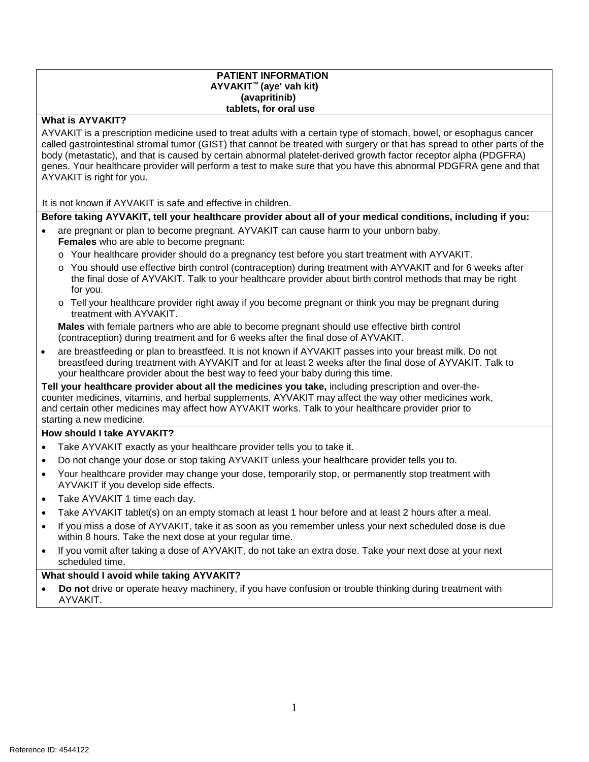**PATIENT INFORMATION**
**AYVAKIT™ (aye' vah kit)**
**(avapritinib)**
**tablets, for oral use**

**What is AYVAKIT?**

AYVAKIT is a prescription medicine used to treat adults with a certain type of stomach, bowel, or esophagus cancer called gastrointestinal stromal tumor (GIST) that cannot be treated with surgery or that has spread to other parts of the body (metastatic), and that is caused by certain abnormal platelet-derived growth factor receptor alpha (PDGFRA) genes. Your healthcare provider will perform a test to make sure that you have this abnormal PDGFRA gene and that AYVAKIT is right for you.

It is not known if AYVAKIT is safe and effective in children.

**Before taking AYVAKIT, tell your healthcare provider about all of your medical conditions, including if you:**

- are pregnant or plan to become pregnant. AYVAKIT can cause harm to your unborn baby.
  **Females** who are able to become pregnant:
  - Your healthcare provider should do a pregnancy test before you start treatment with AYVAKIT.
  - You should use effective birth control (contraception) during treatment with AYVAKIT and for 6 weeks after the final dose of AYVAKIT. Talk to your healthcare provider about birth control methods that may be right for you.
  - Tell your healthcare provider right away if you become pregnant or think you may be pregnant during treatment with AYVAKIT.

  **Males** with female partners who are able to become pregnant should use effective birth control (contraception) during treatment and for 6 weeks after the final dose of AYVAKIT.
- are breastfeeding or plan to breastfeed. It is not known if AYVAKIT passes into your breast milk. Do not breastfeed during treatment with AYVAKIT and for at least 2 weeks after the final dose of AYVAKIT. Talk to your healthcare provider about the best way to feed your baby during this time.

**Tell your healthcare provider about all the medicines you take,** including prescription and over-the-counter medicines, vitamins, and herbal supplements. AYVAKIT may affect the way other medicines work, and certain other medicines may affect how AYVAKIT works. Talk to your healthcare provider prior to starting a new medicine.

**How should I take AYVAKIT?**

- Take AYVAKIT exactly as your healthcare provider tells you to take it.
- Do not change your dose or stop taking AYVAKIT unless your healthcare provider tells you to.
- Your healthcare provider may change your dose, temporarily stop, or permanently stop treatment with AYVAKIT if you develop side effects.
- Take AYVAKIT 1 time each day.
- Take AYVAKIT tablet(s) on an empty stomach at least 1 hour before and at least 2 hours after a meal.
- If you miss a dose of AYVAKIT, take it as soon as you remember unless your next scheduled dose is due within 8 hours. Take the next dose at your regular time.
- If you vomit after taking a dose of AYVAKIT, do not take an extra dose. Take your next dose at your next scheduled time.

**What should I avoid while taking AYVAKIT?**

- **Do not** drive or operate heavy machinery, if you have confusion or trouble thinking during treatment with AYVAKIT.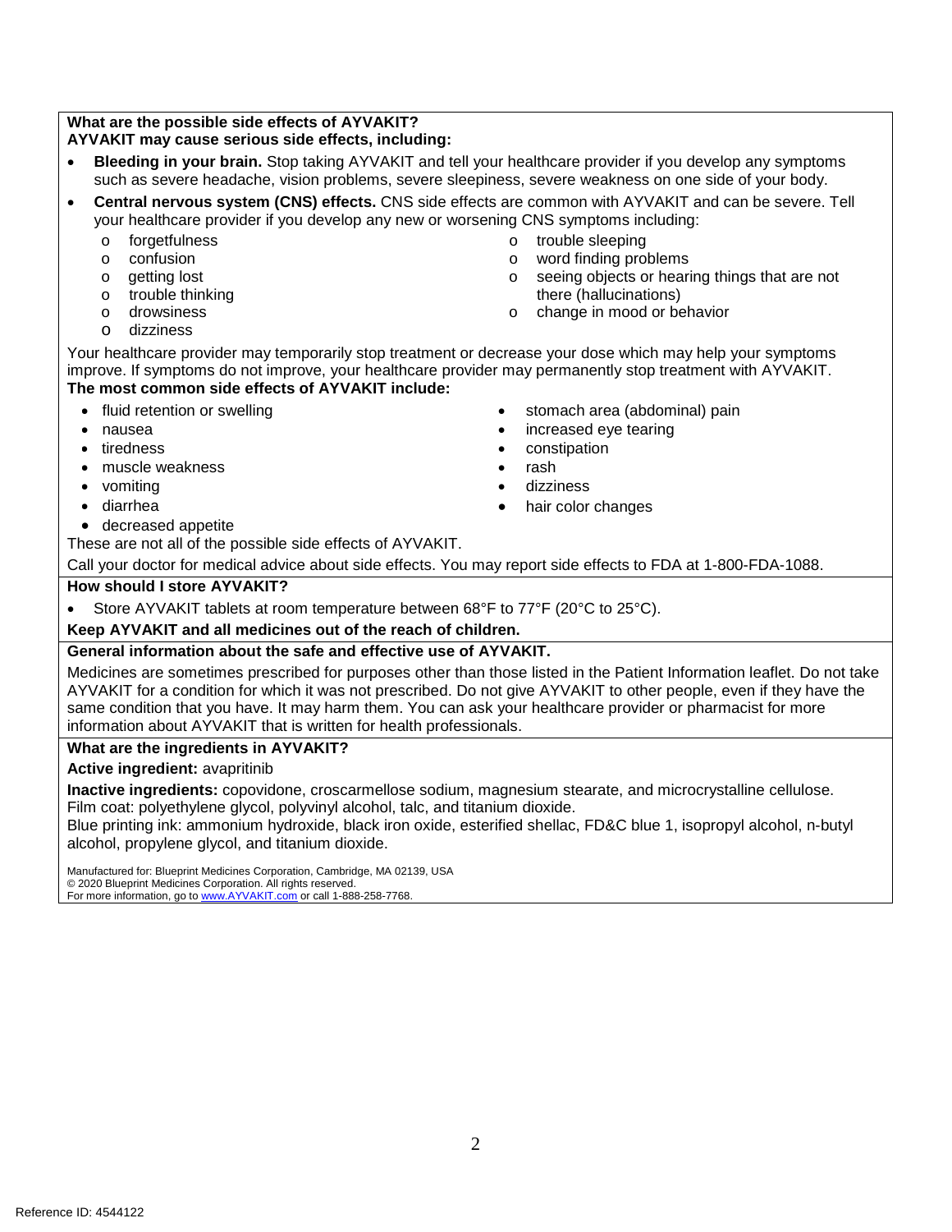**What are the possible side effects of AYVAKIT?**
**AYVAKIT may cause serious side effects, including:**

- **Bleeding in your brain.** Stop taking AYVAKIT and tell your healthcare provider if you develop any symptoms such as severe headache, vision problems, severe sleepiness, severe weakness on one side of your body.
- **Central nervous system (CNS) effects.** CNS side effects are common with AYVAKIT and can be severe. Tell your healthcare provider if you develop any new or worsening CNS symptoms including:
    - forgetfulness
    - confusion
    - getting lost
    - trouble thinking
    - drowsiness
    - dizziness
    - trouble sleeping
    - word finding problems
    - seeing objects or hearing things that are not there (hallucinations)
    - change in mood or behavior

Your healthcare provider may temporarily stop treatment or decrease your dose which may help your symptoms improve. If symptoms do not improve, your healthcare provider may permanently stop treatment with AYVAKIT.

**The most common side effects of AYVAKIT include:**

- fluid retention or swelling
- nausea
- tiredness
- muscle weakness
- vomiting
- diarrhea
- decreased appetite
- stomach area (abdominal) pain
- increased eye tearing
- constipation
- rash
- dizziness
- hair color changes

These are not all of the possible side effects of AYVAKIT.

Call your doctor for medical advice about side effects. You may report side effects to FDA at 1-800-FDA-1088.

**How should I store AYVAKIT?**

- Store AYVAKIT tablets at room temperature between 68°F to 77°F (20°C to 25°C).

**Keep AYVAKIT and all medicines out of the reach of children.**

**General information about the safe and effective use of AYVAKIT.**

Medicines are sometimes prescribed for purposes other than those listed in the Patient Information leaflet. Do not take AYVAKIT for a condition for which it was not prescribed. Do not give AYVAKIT to other people, even if they have the same condition that you have. It may harm them. You can ask your healthcare provider or pharmacist for more information about AYVAKIT that is written for health professionals.

**What are the ingredients in AYVAKIT?**

**Active ingredient:** avapritinib

**Inactive ingredients:** copovidone, croscarmellose sodium, magnesium stearate, and microcrystalline cellulose.
Film coat: polyethylene glycol, polyvinyl alcohol, talc, and titanium dioxide.
Blue printing ink: ammonium hydroxide, black iron oxide, esterified shellac, FD&C blue 1, isopropyl alcohol, n-butyl alcohol, propylene glycol, and titanium dioxide.

Manufactured for: Blueprint Medicines Corporation, Cambridge, MA 02139, USA
© 2020 Blueprint Medicines Corporation. All rights reserved.
For more information, go to www.AYVAKIT.com or call 1-888-258-7768.